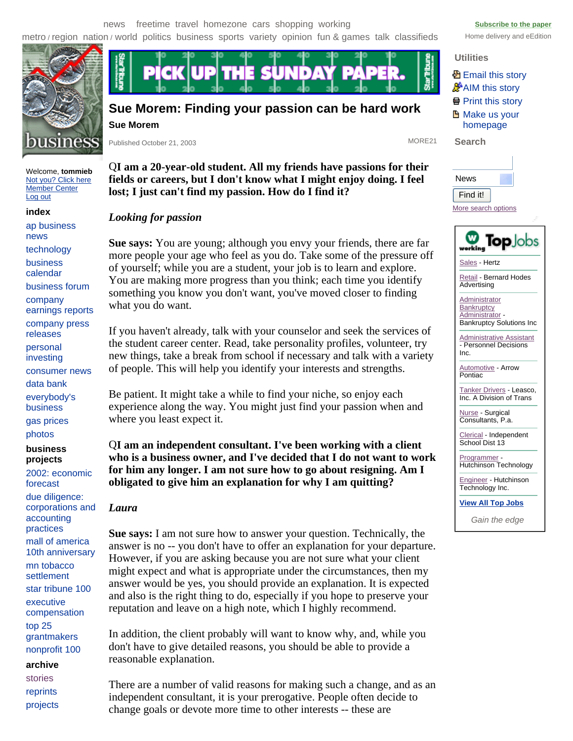# Sue Morem: Finding your passion can be hard work

**Sue Morem**

Published October 21, 2003

**Q I am a 20-year-old student. All my friends have passions for their fields or careers, but I don't know what I might enjoy doing. I feel lost; I just can't find my passion. How do I find it?**

***Looking for passion***

**Sue says:** You are young; although you envy your friends, there are far more people your age who feel as you do. Take some of the pressure off of yourself; while you are a student, your job is to learn and explore. You are making more progress than you think; each time you identify something you know you don't want, you've moved closer to finding what you do want.

If you haven't already, talk with your counselor and seek the services of the student career center. Read, take personality profiles, volunteer, try new things, take a break from school if necessary and talk with a variety of people. This will help you identify your interests and strengths.

Be patient. It might take a while to find your niche, so enjoy each experience along the way. You might just find your passion when and where you least expect it.

**Q I am an independent consultant. I've been working with a client who is a business owner, and I've decided that I do not want to work for him any longer. I am not sure how to go about resigning. Am I obligated to give him an explanation for why I am quitting?**

***Laura***

**Sue says:** I am not sure how to answer your question. Technically, the answer is no -- you don't have to offer an explanation for your departure. However, if you are asking because you are not sure what your client might expect and what is appropriate under the circumstances, then my answer would be yes, you should provide an explanation. It is expected and also is the right thing to do, especially if you hope to preserve your reputation and leave on a high note, which I highly recommend.

In addition, the client probably will want to know why, and, while you don't have to give detailed reasons, you should be able to provide a reasonable explanation.

There are a number of valid reasons for making such a change, and as an independent consultant, it is your prerogative. People often decide to change goals or devote more time to other interests -- these are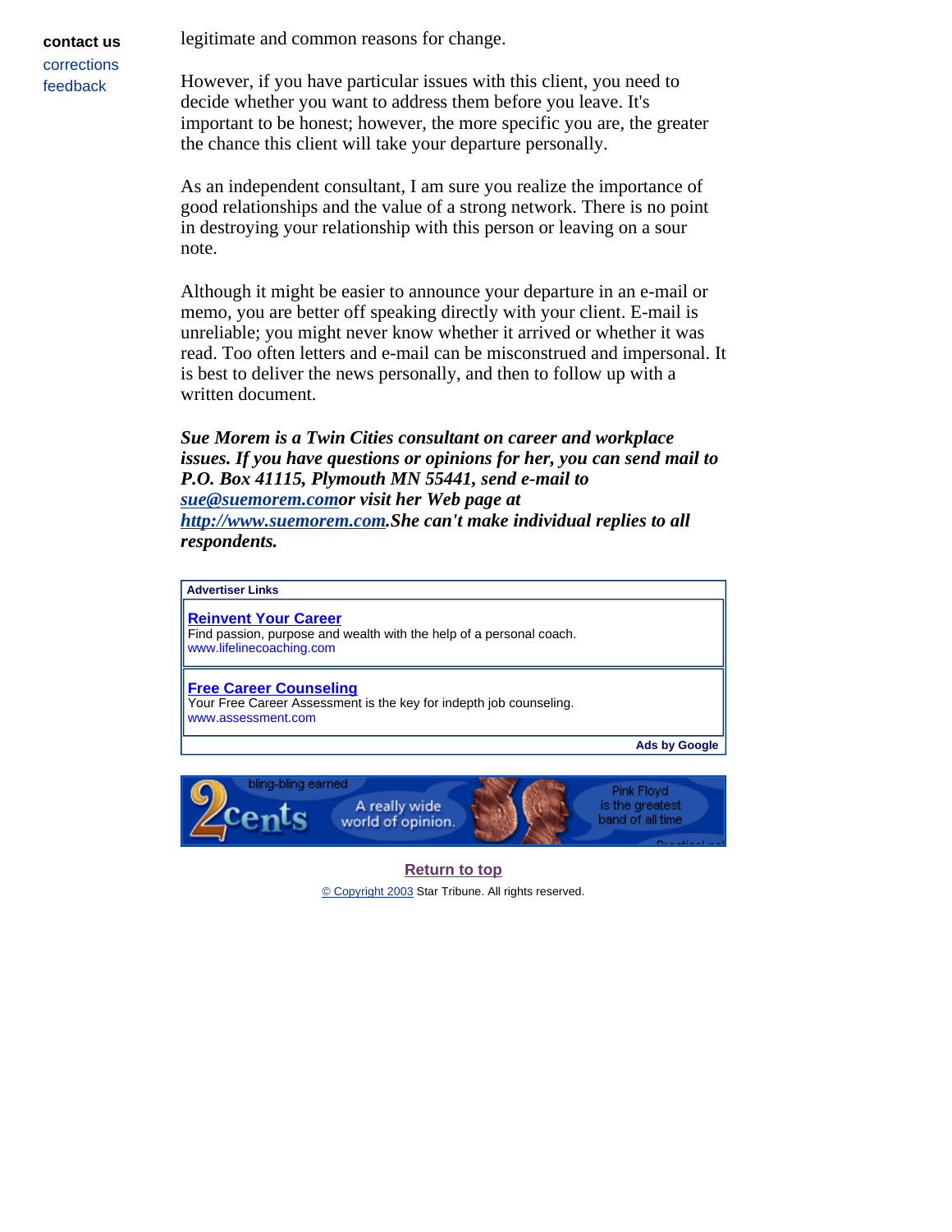**contact us**
corrections
feedback

legitimate and common reasons for change.

However, if you have particular issues with this client, you need to decide whether you want to address them before you leave. It's important to be honest; however, the more specific you are, the greater the chance this client will take your departure personally.

As an independent consultant, I am sure you realize the importance of good relationships and the value of a strong network. There is no point in destroying your relationship with this person or leaving on a sour note.

Although it might be easier to announce your departure in an e-mail or memo, you are better off speaking directly with your client. E-mail is unreliable; you might never know whether it arrived or whether it was read. Too often letters and e-mail can be misconstrued and impersonal. It is best to deliver the news personally, and then to follow up with a written document.

***Sue Morem is a Twin Cities consultant on career and workplace issues. If you have questions or opinions for her, you can send mail to P.O. Box 41115, Plymouth MN 55441, send e-mail to sue@suemorem.com or visit her Web page at http://www.suemorem.com. She can't make individual replies to all respondents.***

**Advertiser Links**

**Reinvent Your Career**
Find passion, purpose and wealth with the help of a personal coach.
www.lifelinecoaching.com

**Free Career Counseling**
Your Free Career Assessment is the key for indepth job counseling.
www.assessment.com

**Ads by Google**

2cents — bling-bling earned — A really wide world of opinion. — Pink Floyd is the greatest band of all time

**Return to top**

© Copyright 2003 Star Tribune. All rights reserved.